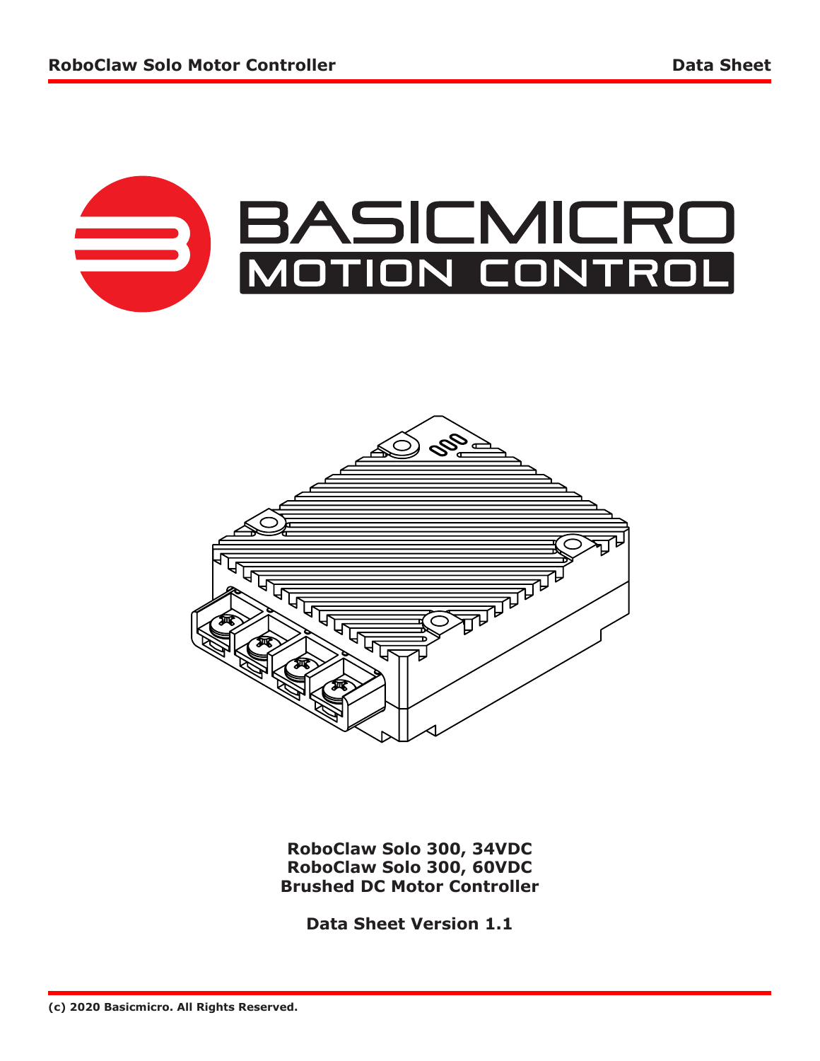BASICMICRO

MOTION CONTROL

**RoboClaw Solo 300, 34VDC**
**RoboClaw Solo 300, 60VDC**
**Brushed DC Motor Controller**

**Data Sheet Version 1.1**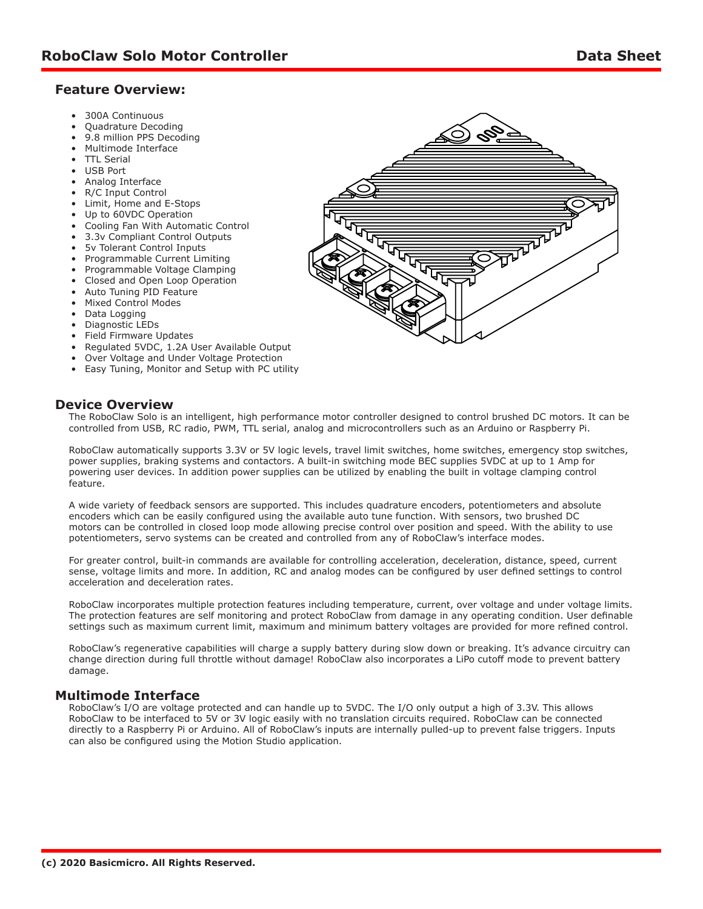## Feature Overview:

- 300A Continuous
- Quadrature Decoding
- 9.8 million PPS Decoding
- Multimode Interface
- TTL Serial
- USB Port
- Analog Interface
- R/C Input Control
- Limit, Home and E-Stops
- Up to 60VDC Operation
- Cooling Fan With Automatic Control
- 3.3v Compliant Control Outputs
- 5v Tolerant Control Inputs
- Programmable Current Limiting
- Programmable Voltage Clamping
- Closed and Open Loop Operation
- Auto Tuning PID Feature
- Mixed Control Modes
- Data Logging
- Diagnostic LEDs
- Field Firmware Updates
- Regulated 5VDC, 1.2A User Available Output
- Over Voltage and Under Voltage Protection
- Easy Tuning, Monitor and Setup with PC utility

## Device Overview

The RoboClaw Solo is an intelligent, high performance motor controller designed to control brushed DC motors. It can be controlled from USB, RC radio, PWM, TTL serial, analog and microcontrollers such as an Arduino or Raspberry Pi.

RoboClaw automatically supports 3.3V or 5V logic levels, travel limit switches, home switches, emergency stop switches, power supplies, braking systems and contactors. A built-in switching mode BEC supplies 5VDC at up to 1 Amp for powering user devices. In addition power supplies can be utilized by enabling the built in voltage clamping control feature.

A wide variety of feedback sensors are supported. This includes quadrature encoders, potentiometers and absolute encoders which can be easily configured using the available auto tune function. With sensors, two brushed DC motors can be controlled in closed loop mode allowing precise control over position and speed. With the ability to use potentiometers, servo systems can be created and controlled from any of RoboClaw's interface modes.

For greater control, built-in commands are available for controlling acceleration, deceleration, distance, speed, current sense, voltage limits and more. In addition, RC and analog modes can be configured by user defined settings to control acceleration and deceleration rates.

RoboClaw incorporates multiple protection features including temperature, current, over voltage and under voltage limits. The protection features are self monitoring and protect RoboClaw from damage in any operating condition. User definable settings such as maximum current limit, maximum and minimum battery voltages are provided for more refined control.

RoboClaw's regenerative capabilities will charge a supply battery during slow down or breaking. It's advance circuitry can change direction during full throttle without damage! RoboClaw also incorporates a LiPo cutoff mode to prevent battery damage.

## Multimode Interface

RoboClaw's I/O are voltage protected and can handle up to 5VDC. The I/O only output a high of 3.3V. This allows RoboClaw to be interfaced to 5V or 3V logic easily with no translation circuits required. RoboClaw can be connected directly to a Raspberry Pi or Arduino. All of RoboClaw's inputs are internally pulled-up to prevent false triggers. Inputs can also be configured using the Motion Studio application.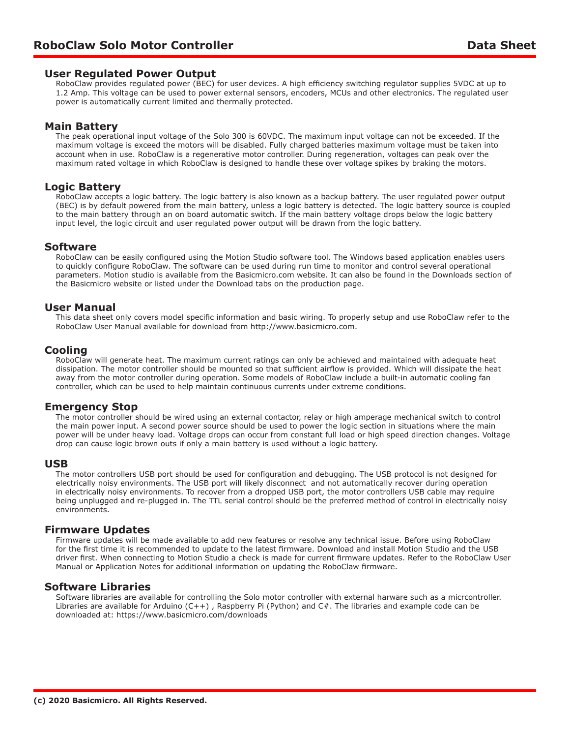## User Regulated Power Output

RoboClaw provides regulated power (BEC) for user devices. A high efficiency switching regulator supplies 5VDC at up to 1.2 Amp. This voltage can be used to power external sensors, encoders, MCUs and other electronics. The regulated user power is automatically current limited and thermally protected.

## Main Battery

The peak operational input voltage of the Solo 300 is 60VDC. The maximum input voltage can not be exceeded. If the maximum voltage is exceed the motors will be disabled. Fully charged batteries maximum voltage must be taken into account when in use. RoboClaw is a regenerative motor controller. During regeneration, voltages can peak over the maximum rated voltage in which RoboClaw is designed to handle these over voltage spikes by braking the motors.

## Logic Battery

RoboClaw accepts a logic battery. The logic battery is also known as a backup battery. The user regulated power output (BEC) is by default powered from the main battery, unless a logic battery is detected. The logic battery source is coupled to the main battery through an on board automatic switch. If the main battery voltage drops below the logic battery input level, the logic circuit and user regulated power output will be drawn from the logic battery.

## Software

RoboClaw can be easily configured using the Motion Studio software tool. The Windows based application enables users to quickly configure RoboClaw. The software can be used during run time to monitor and control several operational parameters. Motion studio is available from the Basicmicro.com website. It can also be found in the Downloads section of the Basicmicro website or listed under the Download tabs on the production page.

## User Manual

This data sheet only covers model specific information and basic wiring. To properly setup and use RoboClaw refer to the RoboClaw User Manual available for download from http://www.basicmicro.com.

## Cooling

RoboClaw will generate heat. The maximum current ratings can only be achieved and maintained with adequate heat dissipation. The motor controller should be mounted so that sufficient airflow is provided. Which will dissipate the heat away from the motor controller during operation. Some models of RoboClaw include a built-in automatic cooling fan controller, which can be used to help maintain continuous currents under extreme conditions.

## Emergency Stop

The motor controller should be wired using an external contactor, relay or high amperage mechanical switch to control the main power input. A second power source should be used to power the logic section in situations where the main power will be under heavy load. Voltage drops can occur from constant full load or high speed direction changes. Voltage drop can cause logic brown outs if only a main battery is used without a logic battery.

## USB

The motor controllers USB port should be used for configuration and debugging. The USB protocol is not designed for electrically noisy environments. The USB port will likely disconnect and not automatically recover during operation in electrically noisy environments. To recover from a dropped USB port, the motor controllers USB cable may require being unplugged and re-plugged in. The TTL serial control should be the preferred method of control in electrically noisy environments.

## Firmware Updates

Firmware updates will be made available to add new features or resolve any technical issue. Before using RoboClaw for the first time it is recommended to update to the latest firmware. Download and install Motion Studio and the USB driver first. When connecting to Motion Studio a check is made for current firmware updates. Refer to the RoboClaw User Manual or Application Notes for additional information on updating the RoboClaw firmware.

## Software Libraries

Software libraries are available for controlling the Solo motor controller with external harware such as a micrcontroller. Libraries are available for Arduino (C++) , Raspberry Pi (Python) and C#. The libraries and example code can be downloaded at: https://www.basicmicro.com/downloads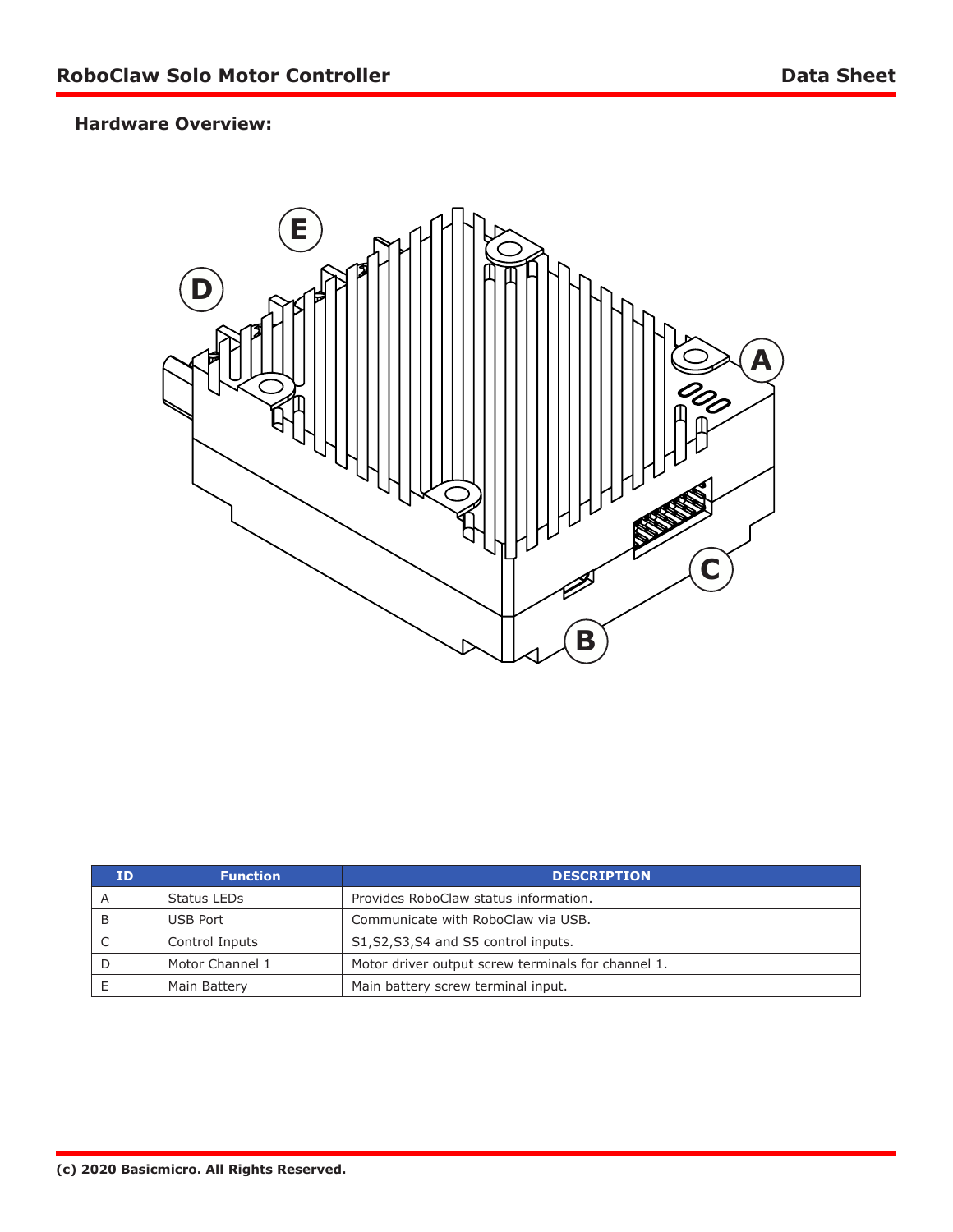## Hardware Overview:

| ID | Function | DESCRIPTION |
| --- | --- | --- |
| A | Status LEDs | Provides RoboClaw status information. |
| B | USB Port | Communicate with RoboClaw via USB. |
| C | Control Inputs | S1,S2,S3,S4 and S5 control inputs. |
| D | Motor Channel 1 | Motor driver output screw terminals for channel 1. |
| E | Main Battery | Main battery screw terminal input. |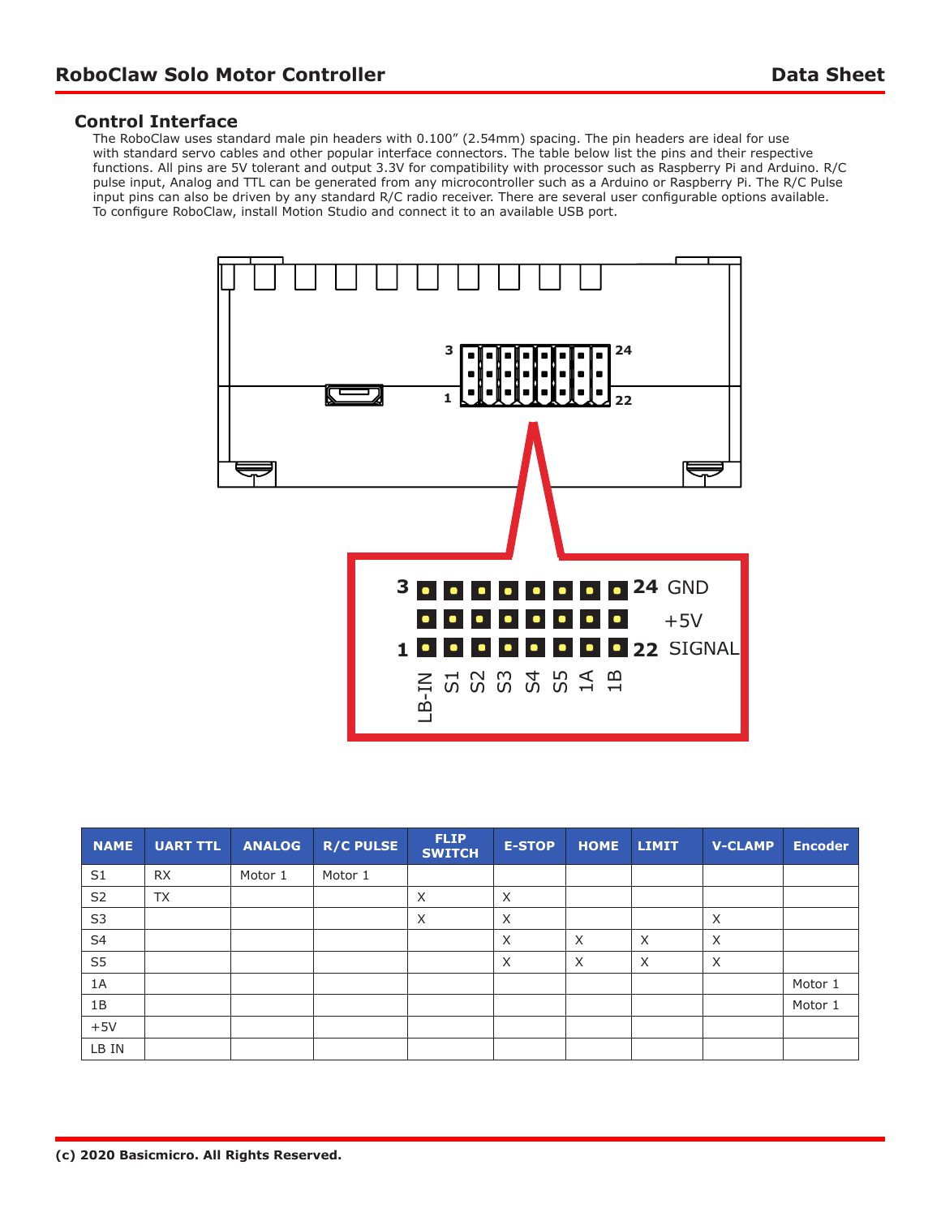## Control Interface

The RoboClaw uses standard male pin headers with 0.100" (2.54mm) spacing. The pin headers are ideal for use with standard servo cables and other popular interface connectors. The table below list the pins and their respective functions. All pins are 5V tolerant and output 3.3V for compatibility with processor such as Raspberry Pi and Arduino. R/C pulse input, Analog and TTL can be generated from any microcontroller such as a Arduino or Raspberry Pi. The R/C Pulse input pins can also be driven by any standard R/C radio receiver. There are several user configurable options available. To configure RoboClaw, install Motion Studio and connect it to an available USB port.

| NAME | UART TTL | ANALOG | R/C PULSE | FLIP SWITCH | E-STOP | HOME | LIMIT | V-CLAMP | Encoder |
|---|---|---|---|---|---|---|---|---|---|
| S1 | RX | Motor 1 | Motor 1 | | | | | | |
| S2 | TX | | | X | X | | | | |
| S3 | | | | X | X | | | X | |
| S4 | | | | | X | X | X | X | |
| S5 | | | | | X | X | X | X | |
| 1A | | | | | | | | | Motor 1 |
| 1B | | | | | | | | | Motor 1 |
| +5V | | | | | | | | | |
| LB IN | | | | | | | | | |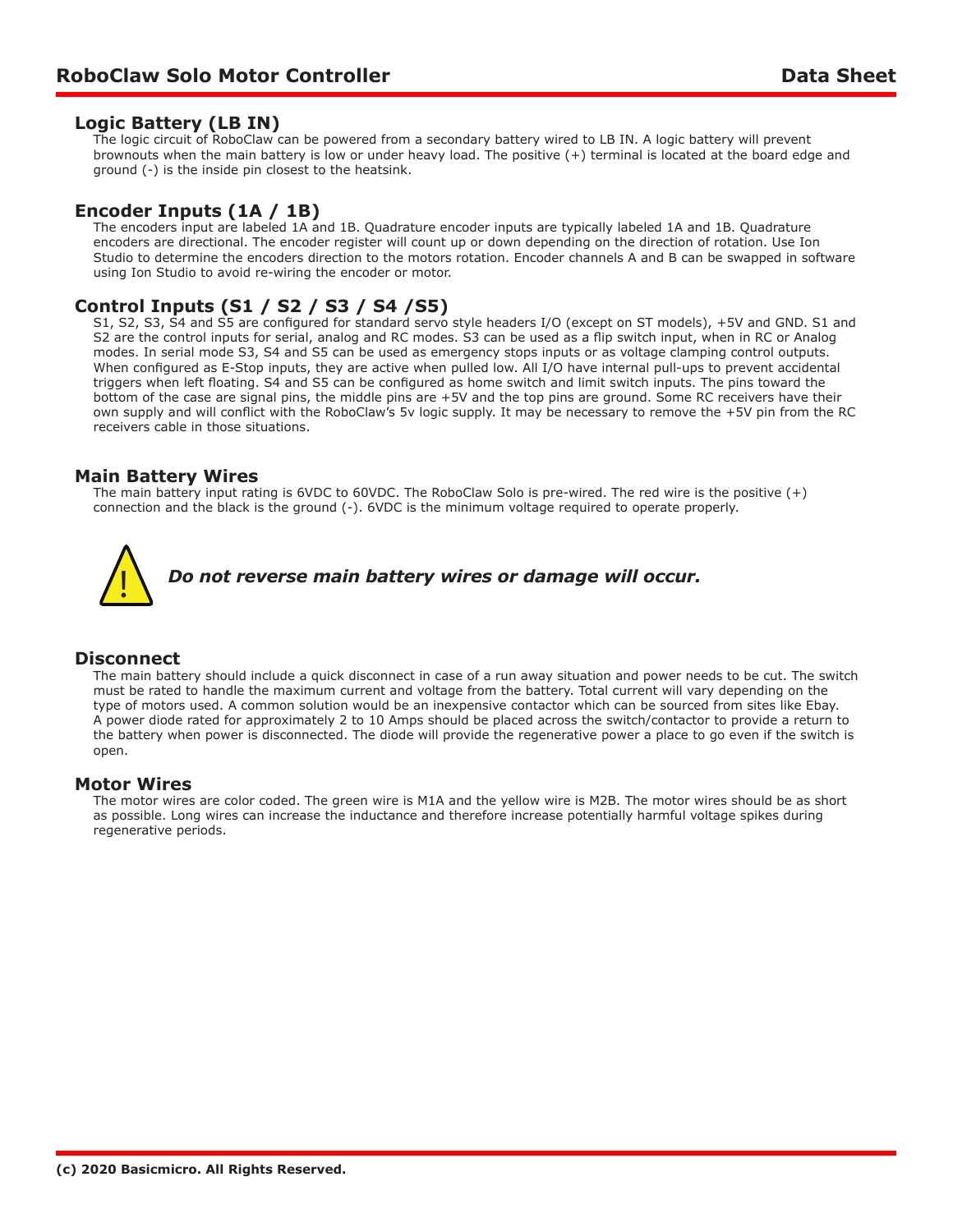## Logic Battery (LB IN)

The logic circuit of RoboClaw can be powered from a secondary battery wired to LB IN. A logic battery will prevent brownouts when the main battery is low or under heavy load. The positive (+) terminal is located at the board edge and ground (-) is the inside pin closest to the heatsink.

## Encoder Inputs (1A / 1B)

The encoders input are labeled 1A and 1B. Quadrature encoder inputs are typically labeled 1A and 1B. Quadrature encoders are directional. The encoder register will count up or down depending on the direction of rotation. Use Ion Studio to determine the encoders direction to the motors rotation. Encoder channels A and B can be swapped in software using Ion Studio to avoid re-wiring the encoder or motor.

## Control Inputs (S1 / S2 / S3 / S4 /S5)

S1, S2, S3, S4 and S5 are configured for standard servo style headers I/O (except on ST models), +5V and GND. S1 and S2 are the control inputs for serial, analog and RC modes. S3 can be used as a flip switch input, when in RC or Analog modes. In serial mode S3, S4 and S5 can be used as emergency stops inputs or as voltage clamping control outputs. When configured as E-Stop inputs, they are active when pulled low. All I/O have internal pull-ups to prevent accidental triggers when left floating. S4 and S5 can be configured as home switch and limit switch inputs. The pins toward the bottom of the case are signal pins, the middle pins are +5V and the top pins are ground. Some RC receivers have their own supply and will conflict with the RoboClaw's 5v logic supply. It may be necessary to remove the +5V pin from the RC receivers cable in those situations.

## Main Battery Wires

The main battery input rating is 6VDC to 60VDC. The RoboClaw Solo is pre-wired. The red wire is the positive (+) connection and the black is the ground (-). 6VDC is the minimum voltage required to operate properly.

***Do not reverse main battery wires or damage will occur.***

## Disconnect

The main battery should include a quick disconnect in case of a run away situation and power needs to be cut. The switch must be rated to handle the maximum current and voltage from the battery. Total current will vary depending on the type of motors used. A common solution would be an inexpensive contactor which can be sourced from sites like Ebay. A power diode rated for approximately 2 to 10 Amps should be placed across the switch/contactor to provide a return to the battery when power is disconnected. The diode will provide the regenerative power a place to go even if the switch is open.

## Motor Wires

The motor wires are color coded. The green wire is M1A and the yellow wire is M2B. The motor wires should be as short as possible. Long wires can increase the inductance and therefore increase potentially harmful voltage spikes during regenerative periods.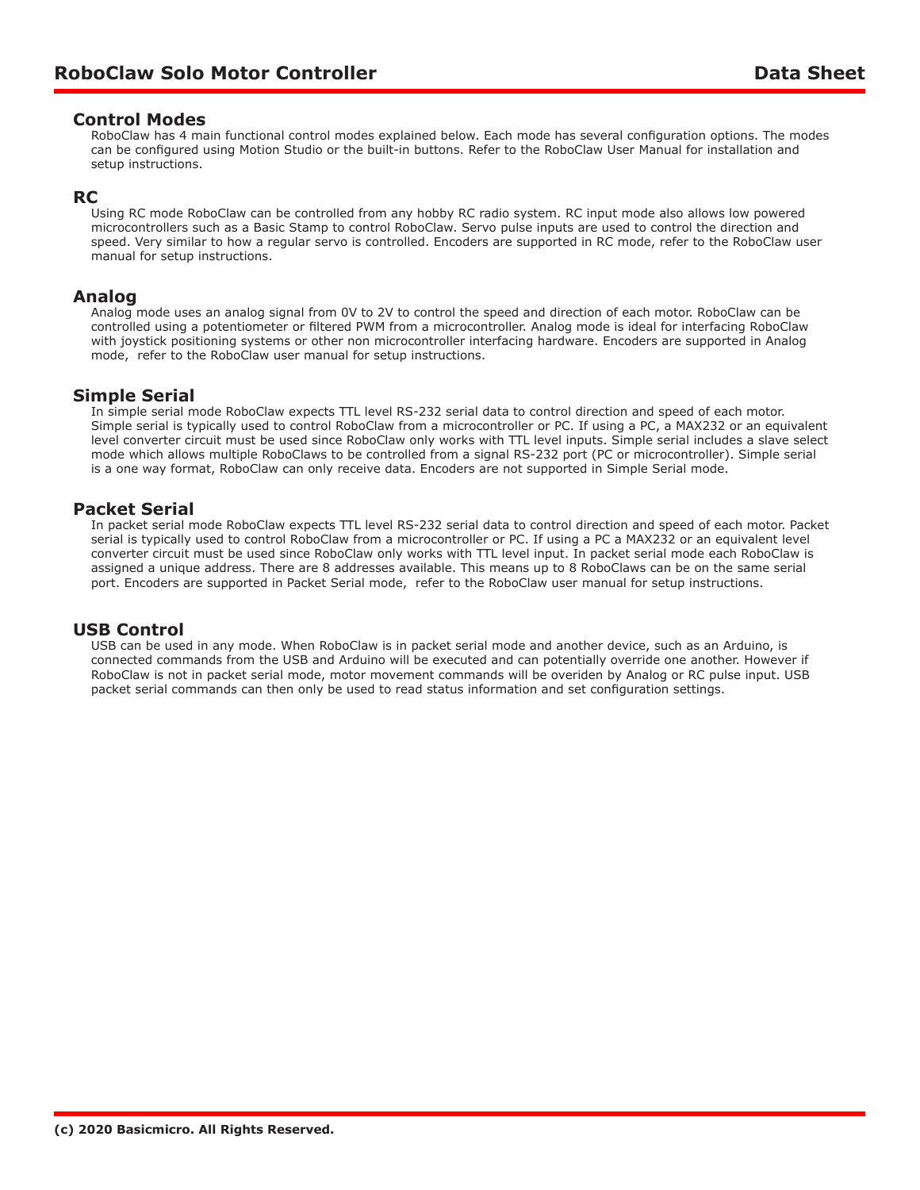## Control Modes

RoboClaw has 4 main functional control modes explained below. Each mode has several configuration options. The modes can be configured using Motion Studio or the built-in buttons. Refer to the RoboClaw User Manual for installation and setup instructions.

## RC

Using RC mode RoboClaw can be controlled from any hobby RC radio system. RC input mode also allows low powered microcontrollers such as a Basic Stamp to control RoboClaw. Servo pulse inputs are used to control the direction and speed. Very similar to how a regular servo is controlled. Encoders are supported in RC mode, refer to the RoboClaw user manual for setup instructions.

## Analog

Analog mode uses an analog signal from 0V to 2V to control the speed and direction of each motor. RoboClaw can be controlled using a potentiometer or filtered PWM from a microcontroller. Analog mode is ideal for interfacing RoboClaw with joystick positioning systems or other non microcontroller interfacing hardware. Encoders are supported in Analog mode, refer to the RoboClaw user manual for setup instructions.

## Simple Serial

In simple serial mode RoboClaw expects TTL level RS-232 serial data to control direction and speed of each motor. Simple serial is typically used to control RoboClaw from a microcontroller or PC. If using a PC, a MAX232 or an equivalent level converter circuit must be used since RoboClaw only works with TTL level inputs. Simple serial includes a slave select mode which allows multiple RoboClaws to be controlled from a signal RS-232 port (PC or microcontroller). Simple serial is a one way format, RoboClaw can only receive data. Encoders are not supported in Simple Serial mode.

## Packet Serial

In packet serial mode RoboClaw expects TTL level RS-232 serial data to control direction and speed of each motor. Packet serial is typically used to control RoboClaw from a microcontroller or PC. If using a PC a MAX232 or an equivalent level converter circuit must be used since RoboClaw only works with TTL level input. In packet serial mode each RoboClaw is assigned a unique address. There are 8 addresses available. This means up to 8 RoboClaws can be on the same serial port. Encoders are supported in Packet Serial mode, refer to the RoboClaw user manual for setup instructions.

## USB Control

USB can be used in any mode. When RoboClaw is in packet serial mode and another device, such as an Arduino, is connected commands from the USB and Arduino will be executed and can potentially override one another. However if RoboClaw is not in packet serial mode, motor movement commands will be overiden by Analog or RC pulse input. USB packet serial commands can then only be used to read status information and set configuration settings.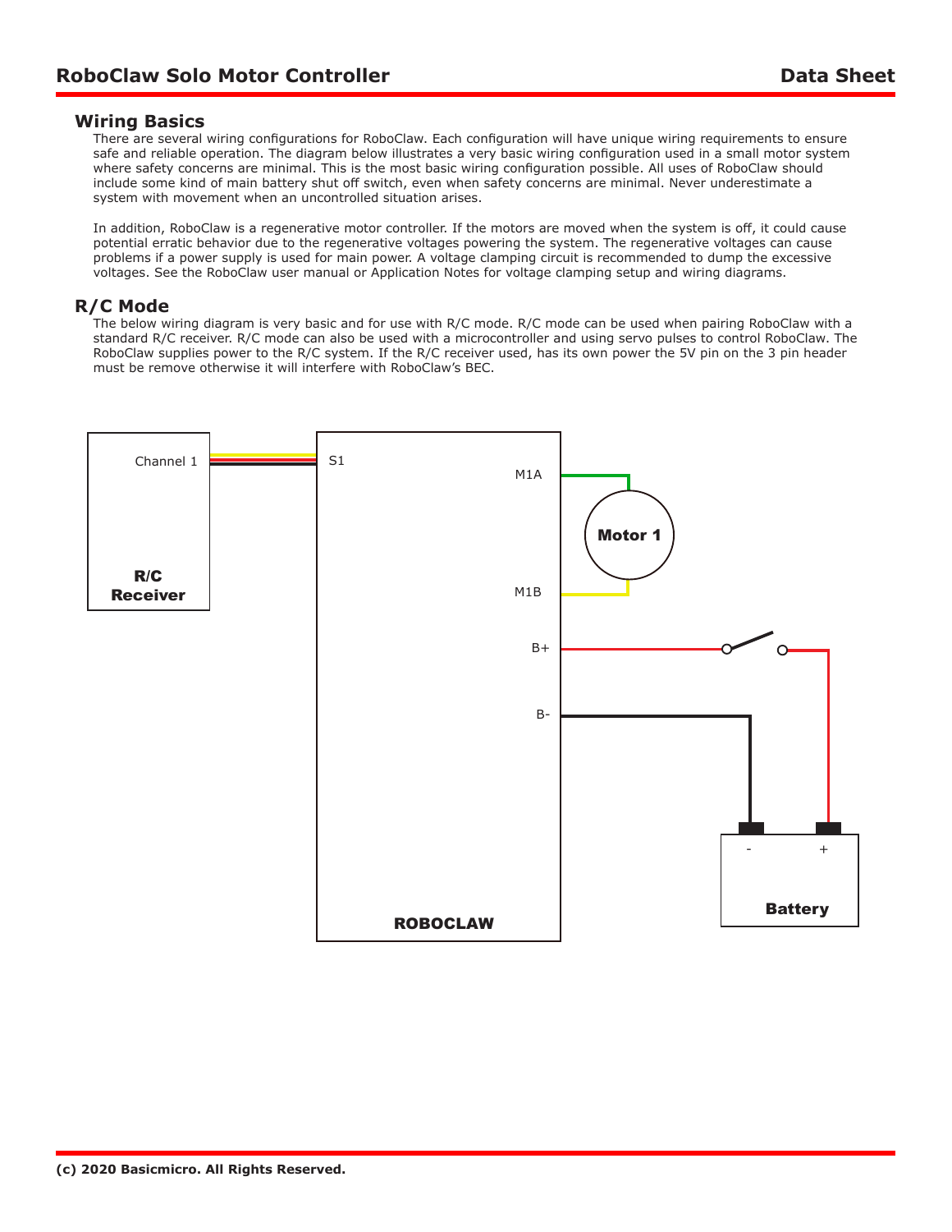## Wiring Basics

There are several wiring configurations for RoboClaw. Each configuration will have unique wiring requirements to ensure safe and reliable operation. The diagram below illustrates a very basic wiring configuration used in a small motor system where safety concerns are minimal. This is the most basic wiring configuration possible. All uses of RoboClaw should include some kind of main battery shut off switch, even when safety concerns are minimal. Never underestimate a system with movement when an uncontrolled situation arises.

In addition, RoboClaw is a regenerative motor controller. If the motors are moved when the system is off, it could cause potential erratic behavior due to the regenerative voltages powering the system. The regenerative voltages can cause problems if a power supply is used for main power. A voltage clamping circuit is recommended to dump the excessive voltages. See the RoboClaw user manual or Application Notes for voltage clamping setup and wiring diagrams.

## R/C Mode

The below wiring diagram is very basic and for use with R/C mode. R/C mode can be used when pairing RoboClaw with a standard R/C receiver. R/C mode can also be used with a microcontroller and using servo pulses to control RoboClaw. The RoboClaw supplies power to the R/C system. If the R/C receiver used, has its own power the 5V pin on the 3 pin header must be remove otherwise it will interfere with RoboClaw's BEC.

Channel 1 — S1

M1A — Motor 1 — M1B

B+ — B-

R/C Receiver

ROBOCLAW

Battery (- / +)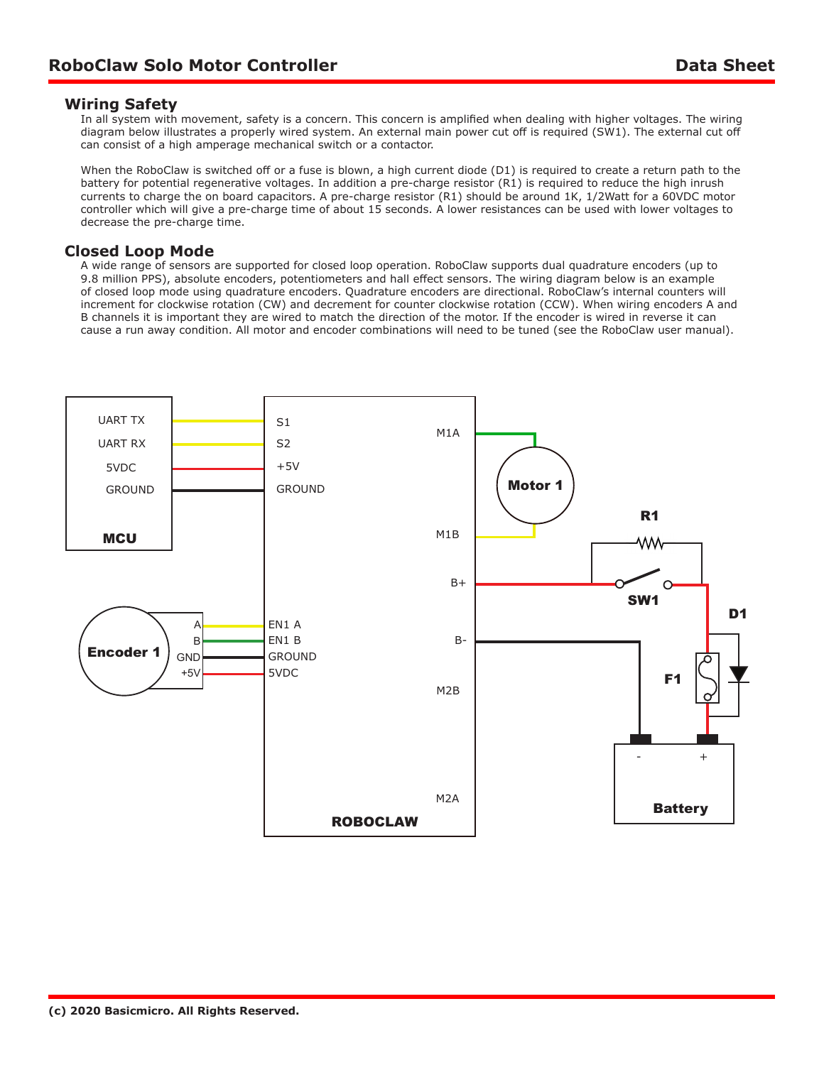## Wiring Safety

In all system with movement, safety is a concern. This concern is amplified when dealing with higher voltages. The wiring diagram below illustrates a properly wired system. An external main power cut off is required (SW1). The external cut off can consist of a high amperage mechanical switch or a contactor.

When the RoboClaw is switched off or a fuse is blown, a high current diode (D1) is required to create a return path to the battery for potential regenerative voltages. In addition a pre-charge resistor (R1) is required to reduce the high inrush currents to charge the on board capacitors. A pre-charge resistor (R1) should be around 1K, 1/2Watt for a 60VDC motor controller which will give a pre-charge time of about 15 seconds. A lower resistances can be used with lower voltages to decrease the pre-charge time.

## Closed Loop Mode

A wide range of sensors are supported for closed loop operation. RoboClaw supports dual quadrature encoders (up to 9.8 million PPS), absolute encoders, potentiometers and hall effect sensors. The wiring diagram below is an example of closed loop mode using quadrature encoders. Quadrature encoders are directional. RoboClaw's internal counters will increment for clockwise rotation (CW) and decrement for counter clockwise rotation (CCW). When wiring encoders A and B channels it is important they are wired to match the direction of the motor. If the encoder is wired in reverse it can cause a run away condition. All motor and encoder combinations will need to be tuned (see the RoboClaw user manual).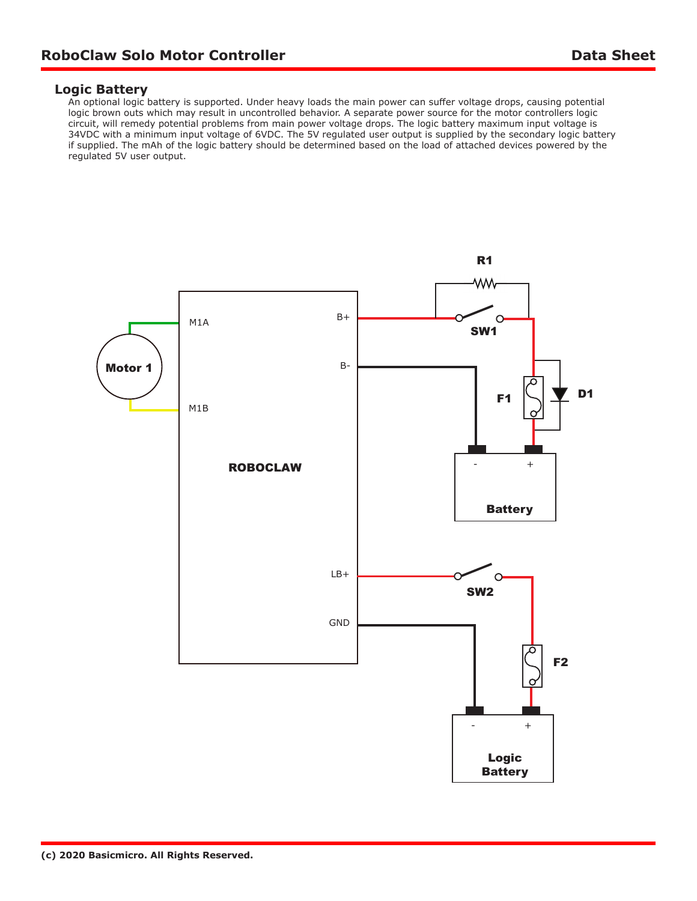## Logic Battery

An optional logic battery is supported. Under heavy loads the main power can suffer voltage drops, causing potential logic brown outs which may result in uncontrolled behavior. A separate power source for the motor controllers logic circuit, will remedy potential problems from main power voltage drops. The logic battery maximum input voltage is 34VDC with a minimum input voltage of 6VDC. The 5V regulated user output is supplied by the secondary logic battery if supplied. The mAh of the logic battery should be determined based on the load of attached devices powered by the regulated 5V user output.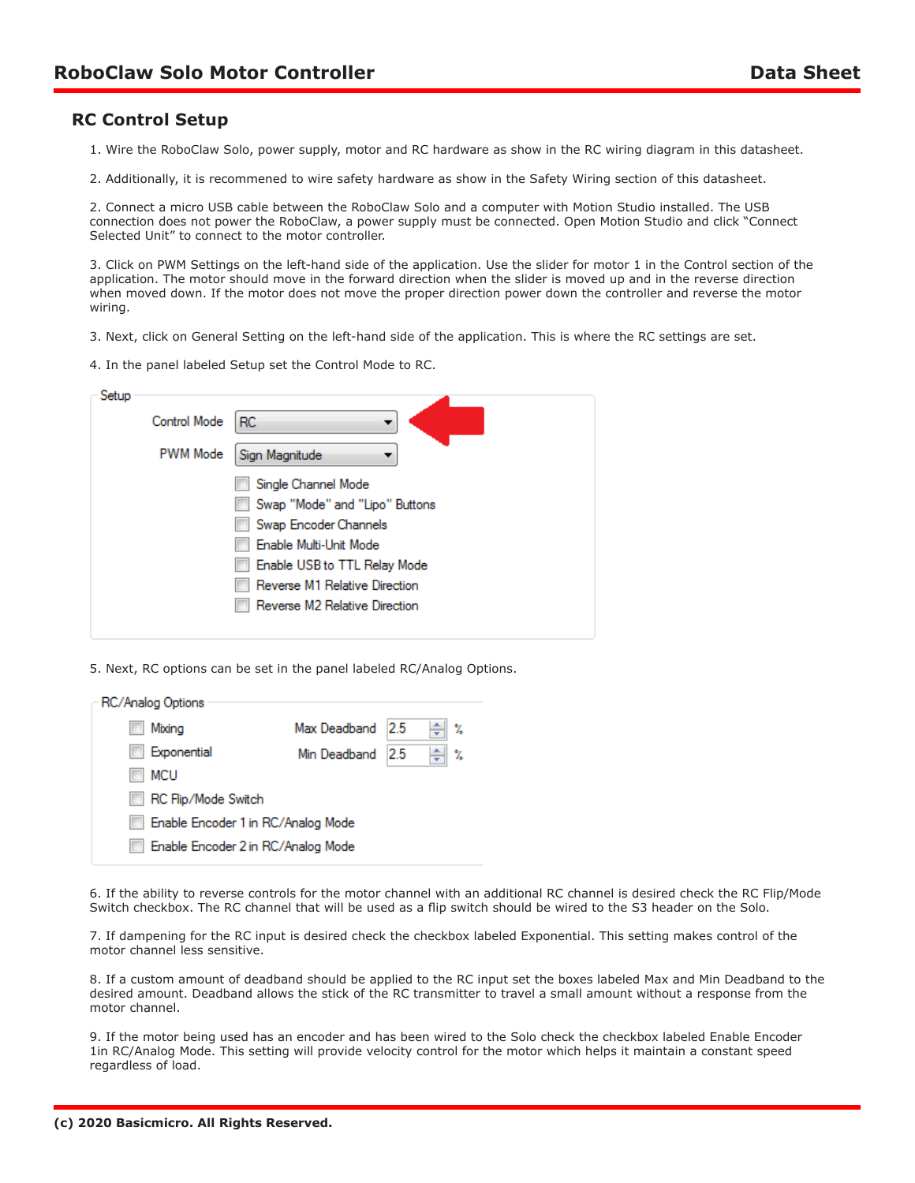## RC Control Setup

1. Wire the RoboClaw Solo, power supply, motor and RC hardware as show in the RC wiring diagram in this datasheet.

2. Additionally, it is recommened to wire safety hardware as show in the Safety Wiring section of this datasheet.

2. Connect a micro USB cable between the RoboClaw Solo and a computer with Motion Studio installed. The USB connection does not power the RoboClaw, a power supply must be connected. Open Motion Studio and click "Connect Selected Unit" to connect to the motor controller.

3. Click on PWM Settings on the left-hand side of the application. Use the slider for motor 1 in the Control section of the application. The motor should move in the forward direction when the slider is moved up and in the reverse direction when moved down. If the motor does not move the proper direction power down the controller and reverse the motor wiring.

3. Next, click on General Setting on the left-hand side of the application. This is where the RC settings are set.

4. In the panel labeled Setup set the Control Mode to RC.

5. Next, RC options can be set in the panel labeled RC/Analog Options.

6. If the ability to reverse controls for the motor channel with an additional RC channel is desired check the RC Flip/Mode Switch checkbox. The RC channel that will be used as a flip switch should be wired to the S3 header on the Solo.

7. If dampening for the RC input is desired check the checkbox labeled Exponential. This setting makes control of the motor channel less sensitive.

8. If a custom amount of deadband should be applied to the RC input set the boxes labeled Max and Min Deadband to the desired amount. Deadband allows the stick of the RC transmitter to travel a small amount without a response from the motor channel.

9. If the motor being used has an encoder and has been wired to the Solo check the checkbox labeled Enable Encoder 1in RC/Analog Mode. This setting will provide velocity control for the motor which helps it maintain a constant speed regardless of load.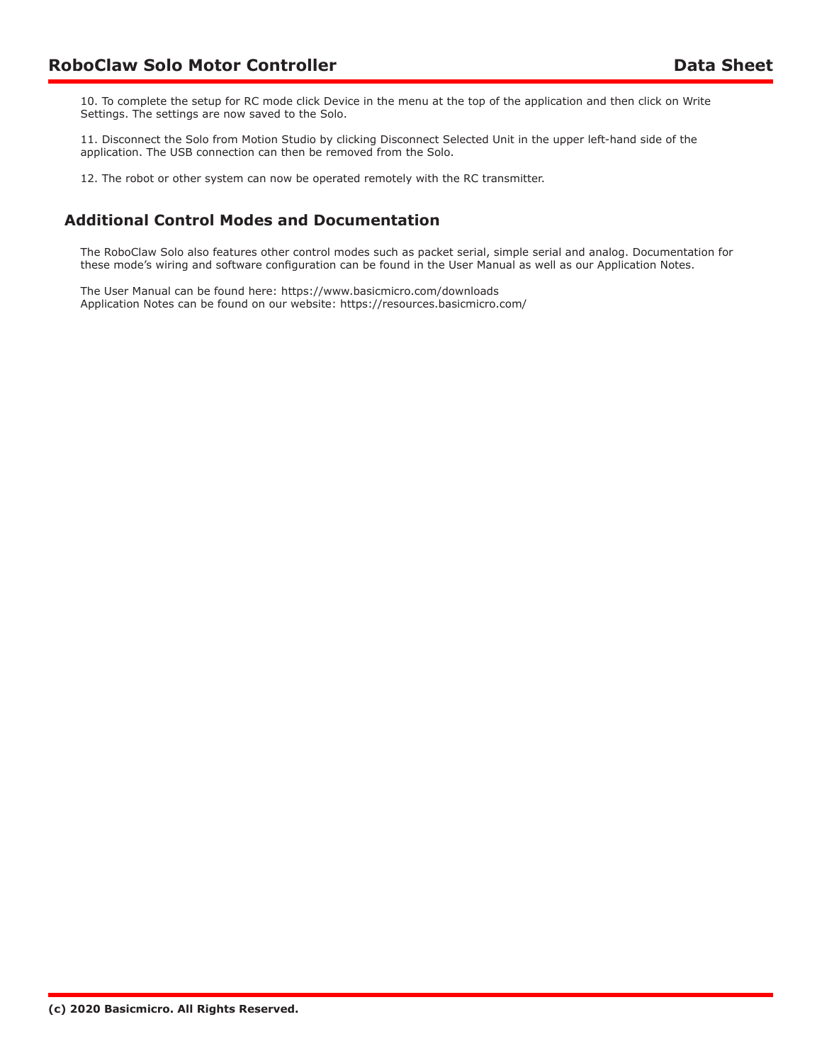10. To complete the setup for RC mode click Device in the menu at the top of the application and then click on Write Settings. The settings are now saved to the Solo.

11. Disconnect the Solo from Motion Studio by clicking Disconnect Selected Unit in the upper left-hand side of the application. The USB connection can then be removed from the Solo.

12. The robot or other system can now be operated remotely with the RC transmitter.

## Additional Control Modes and Documentation

The RoboClaw Solo also features other control modes such as packet serial, simple serial and analog. Documentation for these mode's wiring and software configuration can be found in the User Manual as well as our Application Notes.

The User Manual can be found here: https://www.basicmicro.com/downloads
Application Notes can be found on our website: https://resources.basicmicro.com/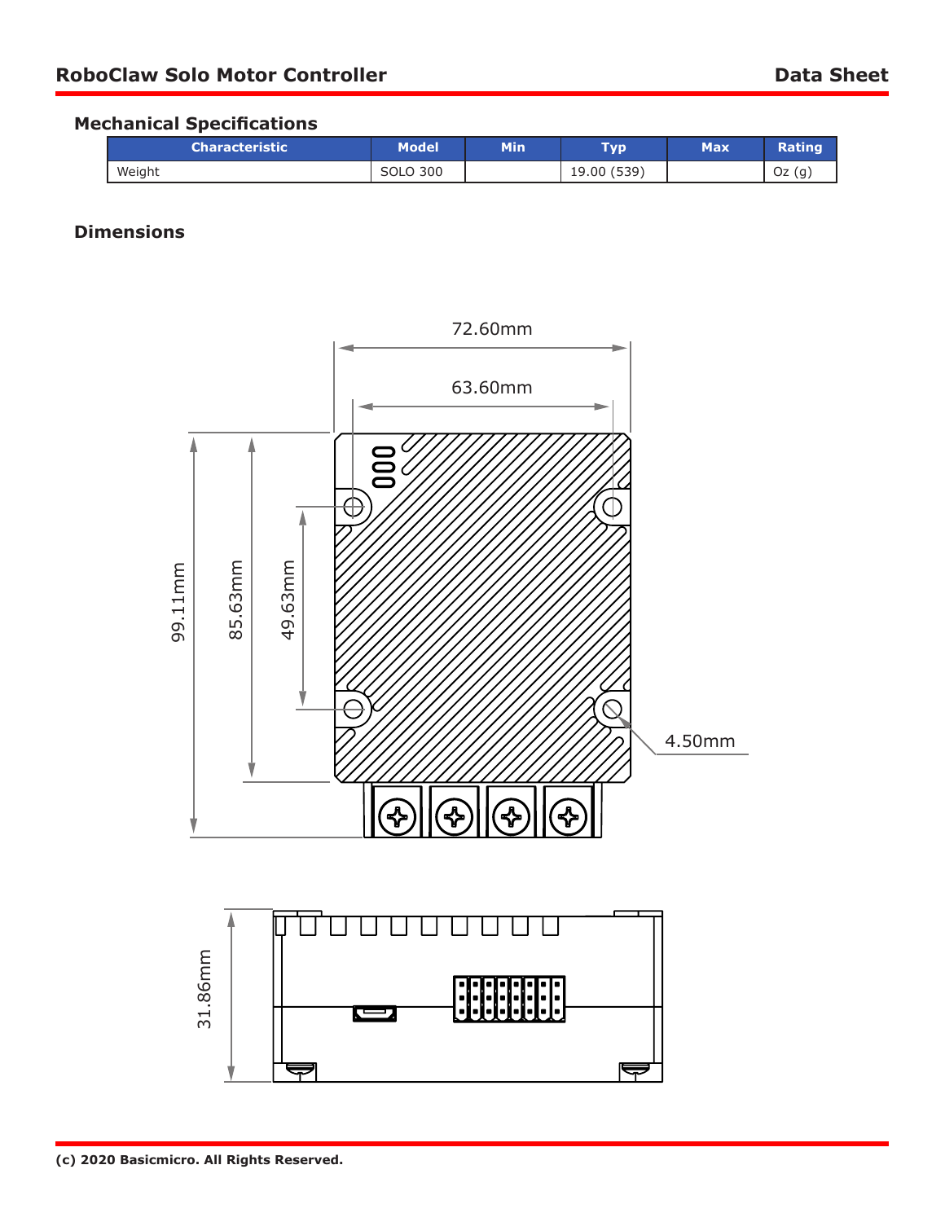## Mechanical Specifications

| Characteristic | Model | Min | Typ | Max | Rating |
|---|---|---|---|---|---|
| Weight | SOLO 300 | | 19.00 (539) | | Oz (g) |

## Dimensions

72.60mm

63.60mm

99.11mm

85.63mm

49.63mm

4.50mm

31.86mm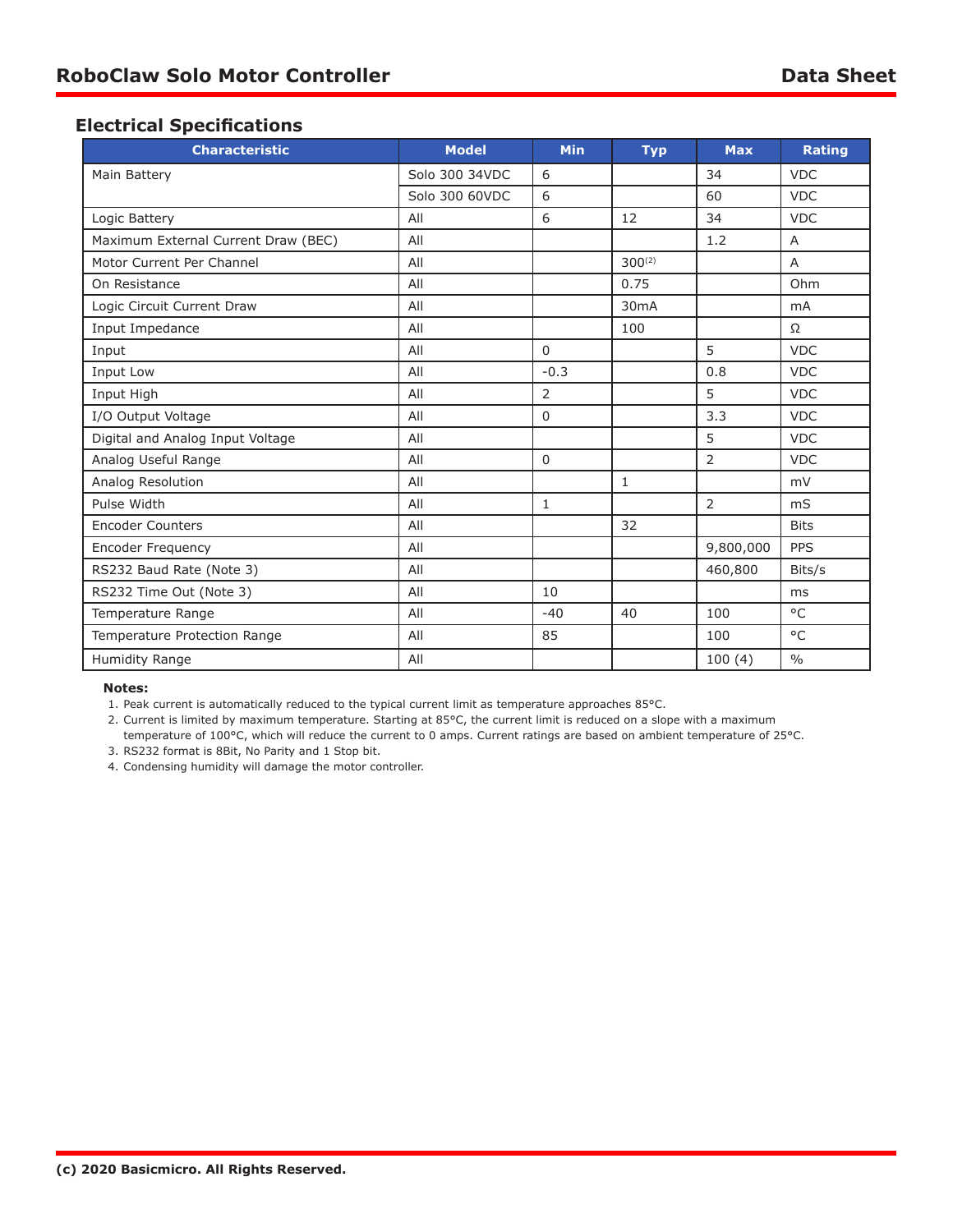## Electrical Specifications

| Characteristic | Model | Min | Typ | Max | Rating |
|---|---|---|---|---|---|
| Main Battery | Solo 300 34VDC | 6 | | 34 | VDC |
| | Solo 300 60VDC | 6 | | 60 | VDC |
| Logic Battery | All | 6 | 12 | 34 | VDC |
| Maximum External Current Draw (BEC) | All | | | 1.2 | A |
| Motor Current Per Channel | All | | 300(2) | | A |
| On Resistance | All | | 0.75 | | Ohm |
| Logic Circuit Current Draw | All | | 30mA | | mA |
| Input Impedance | All | | 100 | | Ω |
| Input | All | 0 | | 5 | VDC |
| Input Low | All | -0.3 | | 0.8 | VDC |
| Input High | All | 2 | | 5 | VDC |
| I/O Output Voltage | All | 0 | | 3.3 | VDC |
| Digital and Analog Input Voltage | All | | | 5 | VDC |
| Analog Useful Range | All | 0 | | 2 | VDC |
| Analog Resolution | All | | 1 | | mV |
| Pulse Width | All | 1 | | 2 | mS |
| Encoder Counters | All | | 32 | | Bits |
| Encoder Frequency | All | | | 9,800,000 | PPS |
| RS232 Baud Rate (Note 3) | All | | | 460,800 | Bits/s |
| RS232 Time Out (Note 3) | All | 10 | | | ms |
| Temperature Range | All | -40 | 40 | 100 | °C |
| Temperature Protection Range | All | 85 | | 100 | °C |
| Humidity Range | All | | | 100 (4) | % |

**Notes:**

1. Peak current is automatically reduced to the typical current limit as temperature approaches 85°C.
2. Current is limited by maximum temperature. Starting at 85°C, the current limit is reduced on a slope with a maximum temperature of 100°C, which will reduce the current to 0 amps. Current ratings are based on ambient temperature of 25°C.
3. RS232 format is 8Bit, No Parity and 1 Stop bit.
4. Condensing humidity will damage the motor controller.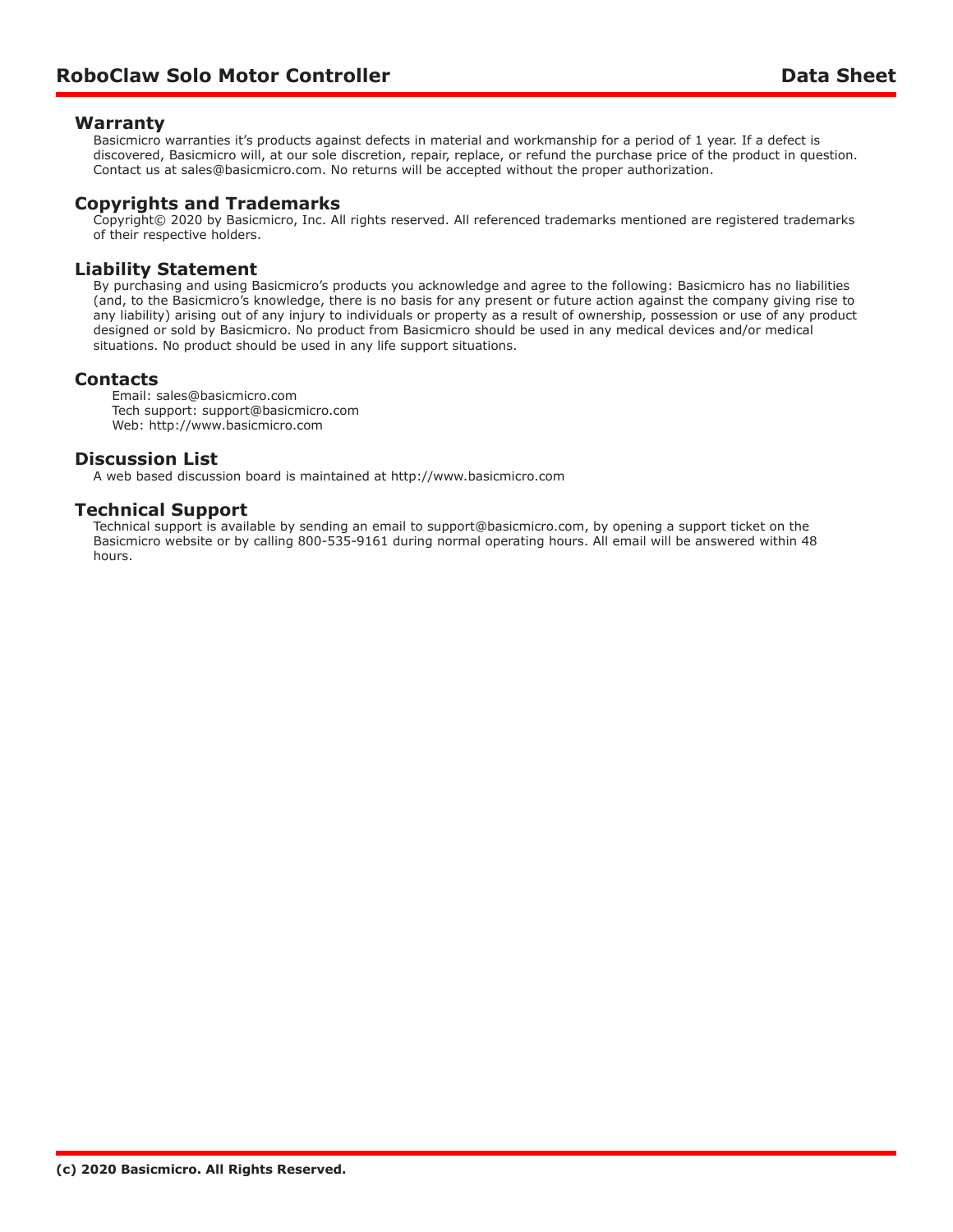## Warranty

Basicmicro warranties it's products against defects in material and workmanship for a period of 1 year. If a defect is discovered, Basicmicro will, at our sole discretion, repair, replace, or refund the purchase price of the product in question. Contact us at sales@basicmicro.com. No returns will be accepted without the proper authorization.

## Copyrights and Trademarks

Copyright© 2020 by Basicmicro, Inc. All rights reserved. All referenced trademarks mentioned are registered trademarks of their respective holders.

## Liability Statement

By purchasing and using Basicmicro's products you acknowledge and agree to the following: Basicmicro has no liabilities (and, to the Basicmicro's knowledge, there is no basis for any present or future action against the company giving rise to any liability) arising out of any injury to individuals or property as a result of ownership, possession or use of any product designed or sold by Basicmicro. No product from Basicmicro should be used in any medical devices and/or medical situations. No product should be used in any life support situations.

## Contacts

Email: sales@basicmicro.com
Tech support: support@basicmicro.com
Web: http://www.basicmicro.com

## Discussion List

A web based discussion board is maintained at http://www.basicmicro.com

## Technical Support

Technical support is available by sending an email to support@basicmicro.com, by opening a support ticket on the Basicmicro website or by calling 800-535-9161 during normal operating hours. All email will be answered within 48 hours.